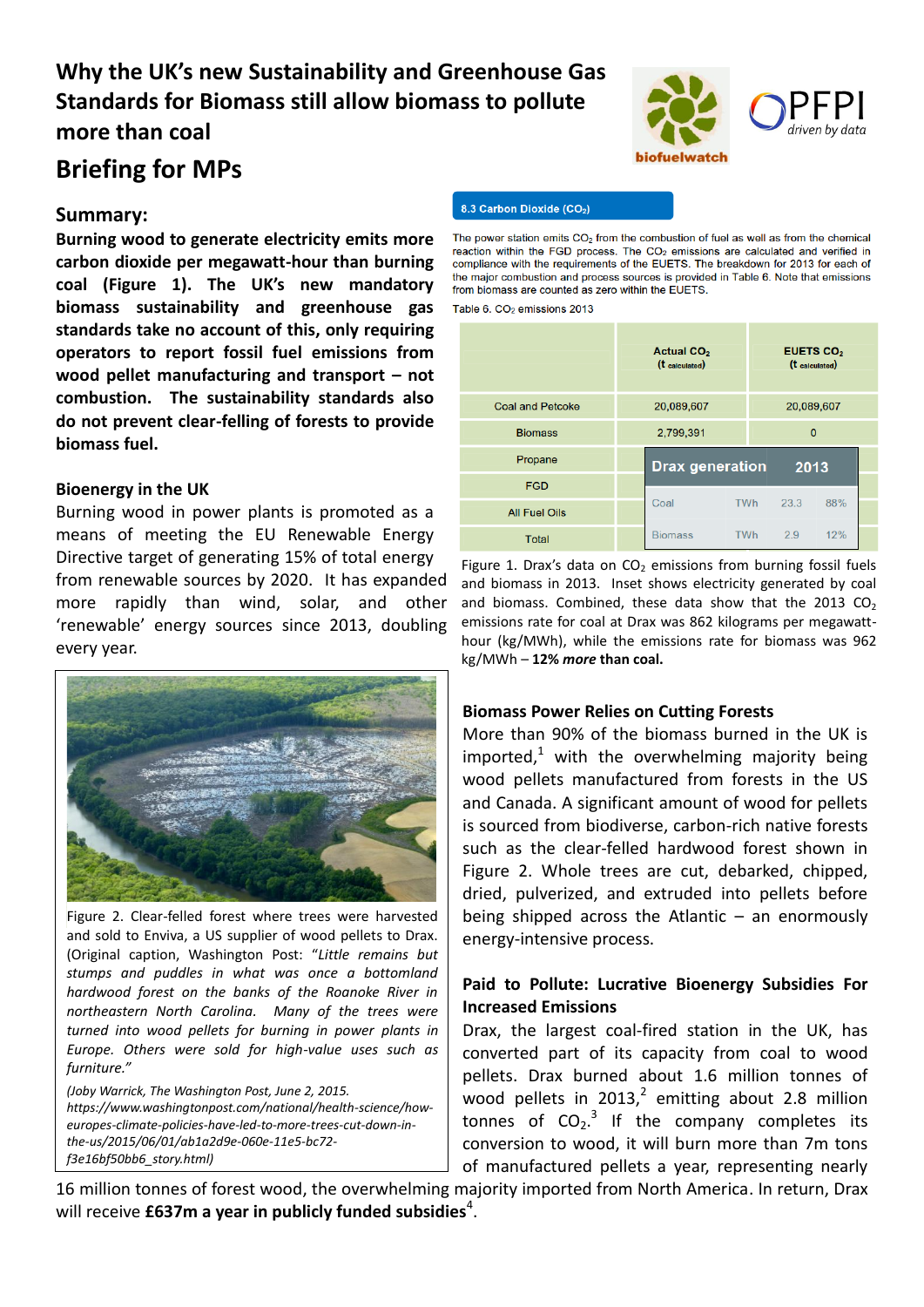# Why the UK's new Sustainability and Greenhouse Gas Standards for Biomass still allow biomass to pollute more than coal

## Briefing for MPs

### Summary:

**Burning wood to generate electricity emits more carbon dioxide per megawatt-hour than burning coal (Figure 1). The UK's new mandatory biomass sustainability and greenhouse gas standards take no account of this, only requiring operators to report fossil fuel emissions from wood pellet manufacturing and transport – not combustion. The sustainability standards also do not prevent clear-felling of forests to provide biomass fuel.**

### Bioenergy in the UK

Burning wood in power plants is promoted as a means of meeting the EU Renewable Energy Directive target of generating 15% of total energy from renewable sources by 2020. It has expanded more rapidly than wind, solar, and other 'renewable' energy sources since 2013, doubling every year.

Figure 2. Clear-felled forest where trees were harvested and sold to Enviva, a US supplier of wood pellets to Drax. (Original caption, Washington Post: "*Little remains but stumps and puddles in what was once a bottomland hardwood forest on the banks of the Roanoke River in northeastern North Carolina. Many of the trees were turned into wood pellets for burning in power plants in Europe. Others were sold for high-value uses such as furniture.*"

*(Joby Warrick, The Washington Post, June 2, 2015. https://www.washingtonpost.com/national/health-science/how-europes-climate-policies-have-led-to-more-trees-cut-down-in-the-us/2015/06/01/ab1a2d9e-060e-11e5-bc72-f3e16bf50bb6_story.html)*

**8.3 Carbon Dioxide ($CO_2$)**

The power station emits $CO_2$ from the combustion of fuel as well as from the chemical reaction within the FGD process. The $CO_2$ emissions are calculated and verified in compliance with the requirements of the EUETS. The breakdown for 2013 for each of the major combustion and process sources is provided in Table 6. Note that emissions from biomass are counted as zero within the EUETS.

Table 6. $CO_2$ emissions 2013

| | Actual $CO_2$ (t calculated) | EUETS $CO_2$ (t calculated) |
|---|---|---|
| Coal and Petcoke | 20,089,607 | 20,089,607 |
| Biomass | 2,799,391 | 0 |
| Propane | | |
| FGD | | |
| All Fuel Oils | | |
| Total | | |

| Drax generation | | 2013 | |
|---|---|---|---|
| Coal | TWh | 23.3 | 88% |
| Biomass | TWh | 2.9 | 12% |

Figure 1. Drax's data on $CO_2$ emissions from burning fossil fuels and biomass in 2013. Inset shows electricity generated by coal and biomass. Combined, these data show that the 2013 $CO_2$ emissions rate for coal at Drax was 862 kilograms per megawatt-hour (kg/MWh), while the emissions rate for biomass was 962 kg/MWh – **12% *more* than coal.**

### Biomass Power Relies on Cutting Forests

More than 90% of the biomass burned in the UK is imported,[1] with the overwhelming majority being wood pellets manufactured from forests in the US and Canada. A significant amount of wood for pellets is sourced from biodiverse, carbon-rich native forests such as the clear-felled hardwood forest shown in Figure 2. Whole trees are cut, debarked, chipped, dried, pulverized, and extruded into pellets before being shipped across the Atlantic – an enormously energy-intensive process.

### Paid to Pollute: Lucrative Bioenergy Subsidies For Increased Emissions

Drax, the largest coal-fired station in the UK, has converted part of its capacity from coal to wood pellets. Drax burned about 1.6 million tonnes of wood pellets in 2013,[2] emitting about 2.8 million tonnes of $CO_2$.[3] If the company completes its conversion to wood, it will burn more than 7m tons of manufactured pellets a year, representing nearly 16 million tonnes of forest wood, the overwhelming majority imported from North America. In return, Drax will receive **£637m a year in publicly funded subsidies**[4].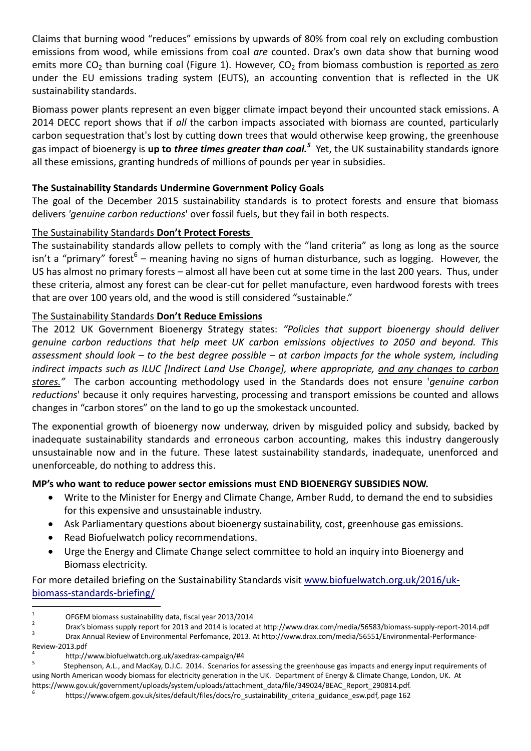Claims that burning wood "reduces" emissions by upwards of 80% from coal rely on excluding combustion emissions from wood, while emissions from coal *are* counted. Drax's own data show that burning wood emits more $CO_2$ than burning coal (Figure 1). However, $CO_2$ from biomass combustion is reported as zero under the EU emissions trading system (EUTS), an accounting convention that is reflected in the UK sustainability standards.

Biomass power plants represent an even bigger climate impact beyond their uncounted stack emissions. A 2014 DECC report shows that if *all* the carbon impacts associated with biomass are counted, particularly carbon sequestration that's lost by cutting down trees that would otherwise keep growing, the greenhouse gas impact of bioenergy is **up to *three times greater than coal.*[5]** Yet, the UK sustainability standards ignore all these emissions, granting hundreds of millions of pounds per year in subsidies.

**The Sustainability Standards Undermine Government Policy Goals**

The goal of the December 2015 sustainability standards is to protect forests and ensure that biomass delivers *'genuine carbon reductions*' over fossil fuels, but they fail in both respects.

The Sustainability Standards **Don't Protect Forests**

The sustainability standards allow pellets to comply with the "land criteria" as long as long as the source isn't a "primary" forest[6] – meaning having no signs of human disturbance, such as logging. However, the US has almost no primary forests – almost all have been cut at some time in the last 200 years. Thus, under these criteria, almost any forest can be clear-cut for pellet manufacture, even hardwood forests with trees that are over 100 years old, and the wood is still considered "sustainable."

The Sustainability Standards **Don't Reduce Emissions**

The 2012 UK Government Bioenergy Strategy states: *"Policies that support bioenergy should deliver genuine carbon reductions that help meet UK carbon emissions objectives to 2050 and beyond. This assessment should look – to the best degree possible – at carbon impacts for the whole system, including indirect impacts such as ILUC [Indirect Land Use Change], where appropriate, and any changes to carbon stores."* The carbon accounting methodology used in the Standards does not ensure '*genuine carbon reductions*' because it only requires harvesting, processing and transport emissions be counted and allows changes in "carbon stores" on the land to go up the smokestack uncounted.

The exponential growth of bioenergy now underway, driven by misguided policy and subsidy, backed by inadequate sustainability standards and erroneous carbon accounting, makes this industry dangerously unsustainable now and in the future. These latest sustainability standards, inadequate, unenforced and unenforceable, do nothing to address this.

**MP's who want to reduce power sector emissions must END BIOENERGY SUBSIDIES NOW.**

- Write to the Minister for Energy and Climate Change, Amber Rudd, to demand the end to subsidies for this expensive and unsustainable industry.
- Ask Parliamentary questions about bioenergy sustainability, cost, greenhouse gas emissions.
- Read Biofuelwatch policy recommendations.
- Urge the Energy and Climate Change select committee to hold an inquiry into Bioenergy and Biomass electricity.

For more detailed briefing on the Sustainability Standards visit www.biofuelwatch.org.uk/2016/uk-biomass-standards-briefing/

---

1 OFGEM biomass sustainability data, fiscal year 2013/2014

2 Drax's biomass supply report for 2013 and 2014 is located at http://www.drax.com/media/56583/biomass-supply-report-2014.pdf

3 Drax Annual Review of Environmental Perfomance, 2013. At http://www.drax.com/media/56551/Environmental-Performance-Review-2013.pdf

4 http://www.biofuelwatch.org.uk/axedrax-campaign/#4

5 Stephenson, A.L., and MacKay, D.J.C. 2014. Scenarios for assessing the greenhouse gas impacts and energy input requirements of using North American woody biomass for electricity generation in the UK. Department of Energy & Climate Change, London, UK. At https://www.gov.uk/government/uploads/system/uploads/attachment_data/file/349024/BEAC_Report_290814.pdf.

6 https://www.ofgem.gov.uk/sites/default/files/docs/ro_sustainability_criteria_guidance_esw.pdf, page 162